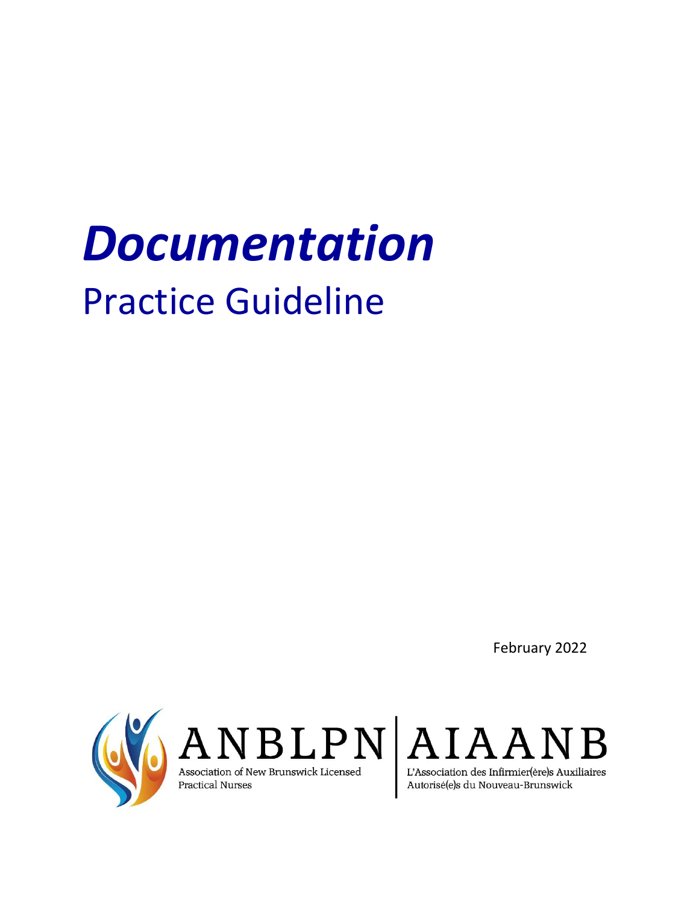# *Documentation*

## Practice Guideline

February 2022

ANBLPN | AIAANB

Association of New Brunswick Licensed Practical Nurses

L'Association des Infirmier(ère)s Auxiliaires Autorisé(e)s du Nouveau-Brunswick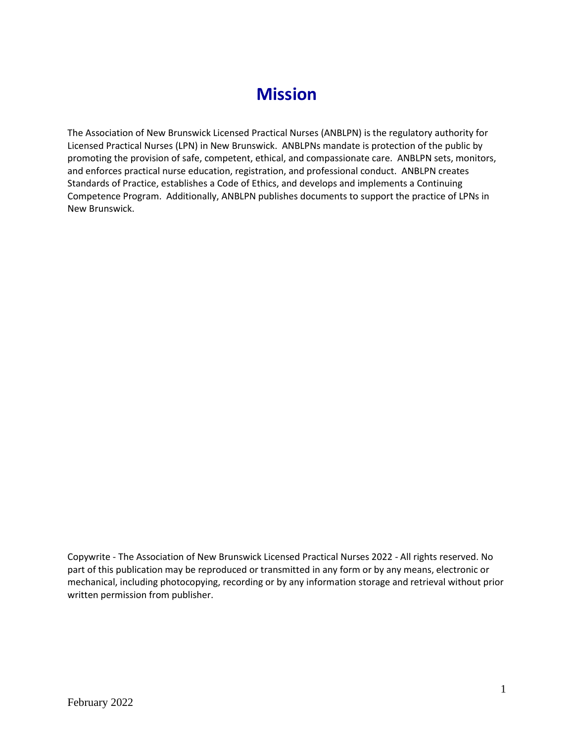# Mission

The Association of New Brunswick Licensed Practical Nurses (ANBLPN) is the regulatory authority for Licensed Practical Nurses (LPN) in New Brunswick. ANBLPNs mandate is protection of the public by promoting the provision of safe, competent, ethical, and compassionate care. ANBLPN sets, monitors, and enforces practical nurse education, registration, and professional conduct. ANBLPN creates Standards of Practice, establishes a Code of Ethics, and develops and implements a Continuing Competence Program. Additionally, ANBLPN publishes documents to support the practice of LPNs in New Brunswick.

Copywrite - The Association of New Brunswick Licensed Practical Nurses 2022 - All rights reserved. No part of this publication may be reproduced or transmitted in any form or by any means, electronic or mechanical, including photocopying, recording or by any information storage and retrieval without prior written permission from publisher.

February 2022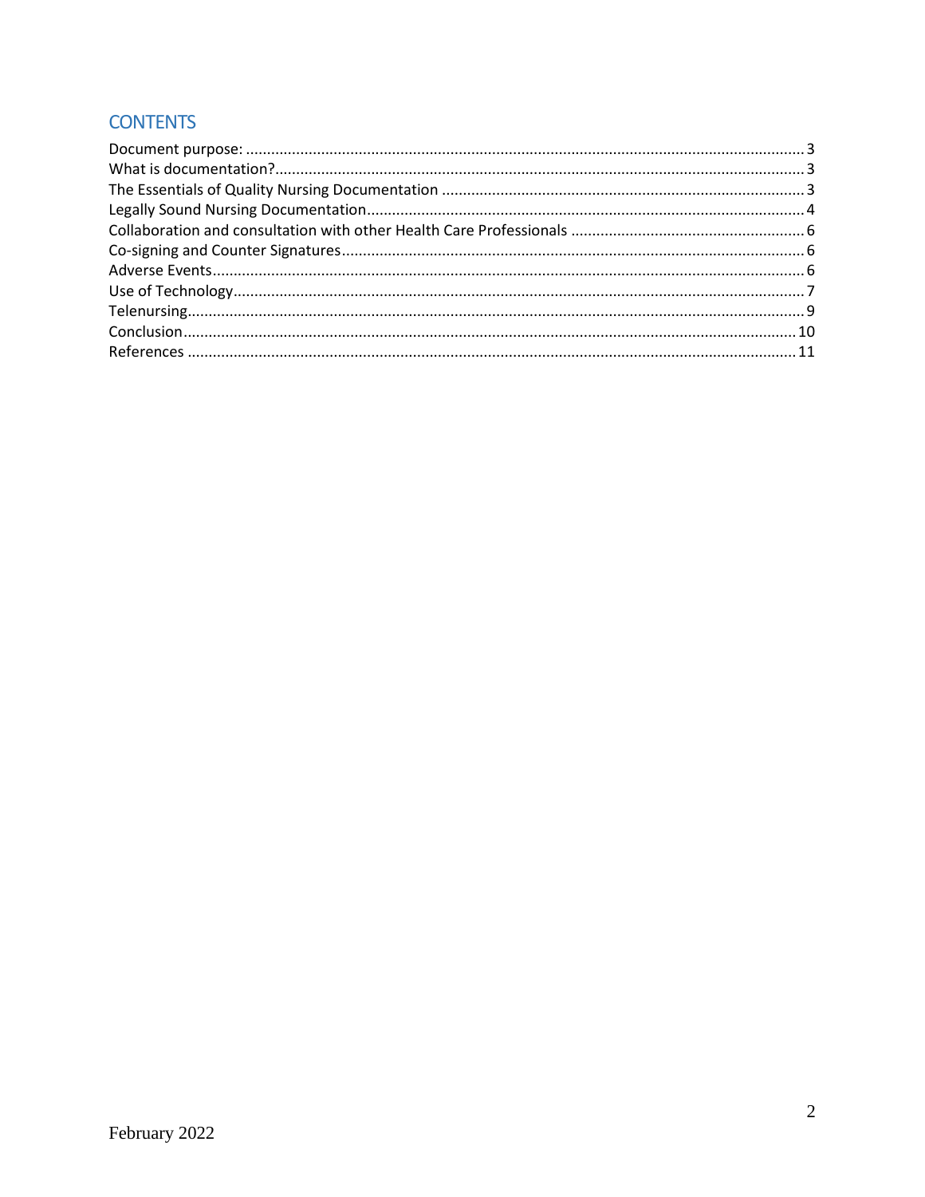## CONTENTS

Document purpose: ........ 3
What is documentation? ........ 3
The Essentials of Quality Nursing Documentation ........ 3
Legally Sound Nursing Documentation ........ 4
Collaboration and consultation with other Health Care Professionals ........ 6
Co-signing and Counter Signatures ........ 6
Adverse Events ........ 6
Use of Technology ........ 7
Telenursing ........ 9
Conclusion ........ 10
References ........ 11

February 2022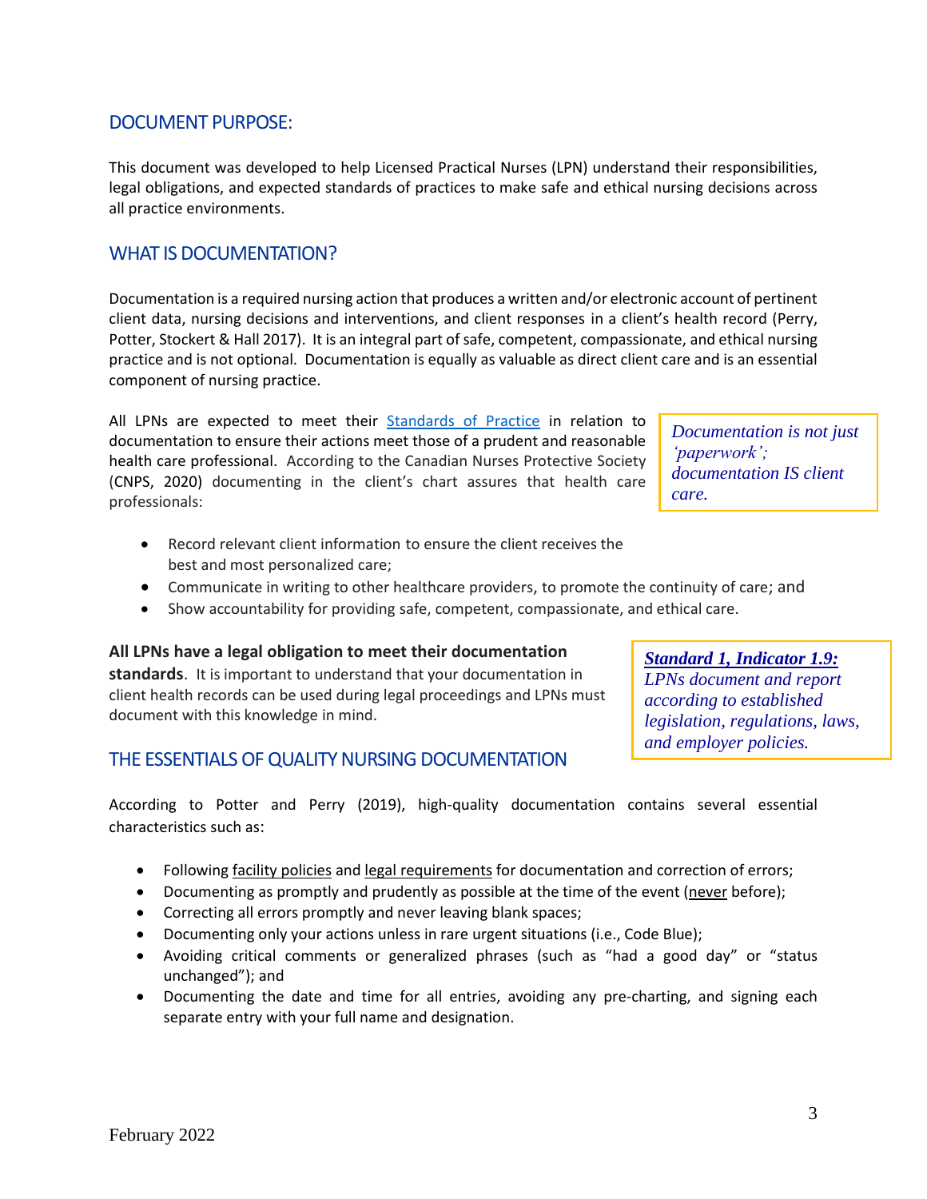## DOCUMENT PURPOSE:

This document was developed to help Licensed Practical Nurses (LPN) understand their responsibilities, legal obligations, and expected standards of practices to make safe and ethical nursing decisions across all practice environments.

## WHAT IS DOCUMENTATION?

Documentation is a required nursing action that produces a written and/or electronic account of pertinent client data, nursing decisions and interventions, and client responses in a client's health record (Perry, Potter, Stockert & Hall 2017). It is an integral part of safe, competent, compassionate, and ethical nursing practice and is not optional. Documentation is equally as valuable as direct client care and is an essential component of nursing practice.

All LPNs are expected to meet their [Standards of Practice] in relation to documentation to ensure their actions meet those of a prudent and reasonable health care professional. According to the Canadian Nurses Protective Society (CNPS, 2020) documenting in the client's chart assures that health care professionals:

> *Documentation is not just 'paperwork'; documentation IS client care.*

- Record relevant client information to ensure the client receives the best and most personalized care;
- Communicate in writing to other healthcare providers, to promote the continuity of care; and
- Show accountability for providing safe, competent, compassionate, and ethical care.

**All LPNs have a legal obligation to meet their documentation standards**. It is important to understand that your documentation in client health records can be used during legal proceedings and LPNs must document with this knowledge in mind.

> ***Standard 1, Indicator 1.9:***
> *LPNs document and report according to established legislation, regulations, laws, and employer policies.*

## THE ESSENTIALS OF QUALITY NURSING DOCUMENTATION

According to Potter and Perry (2019), high-quality documentation contains several essential characteristics such as:

- Following facility policies and legal requirements for documentation and correction of errors;
- Documenting as promptly and prudently as possible at the time of the event (never before);
- Correcting all errors promptly and never leaving blank spaces;
- Documenting only your actions unless in rare urgent situations (i.e., Code Blue);
- Avoiding critical comments or generalized phrases (such as "had a good day" or "status unchanged"); and
- Documenting the date and time for all entries, avoiding any pre-charting, and signing each separate entry with your full name and designation.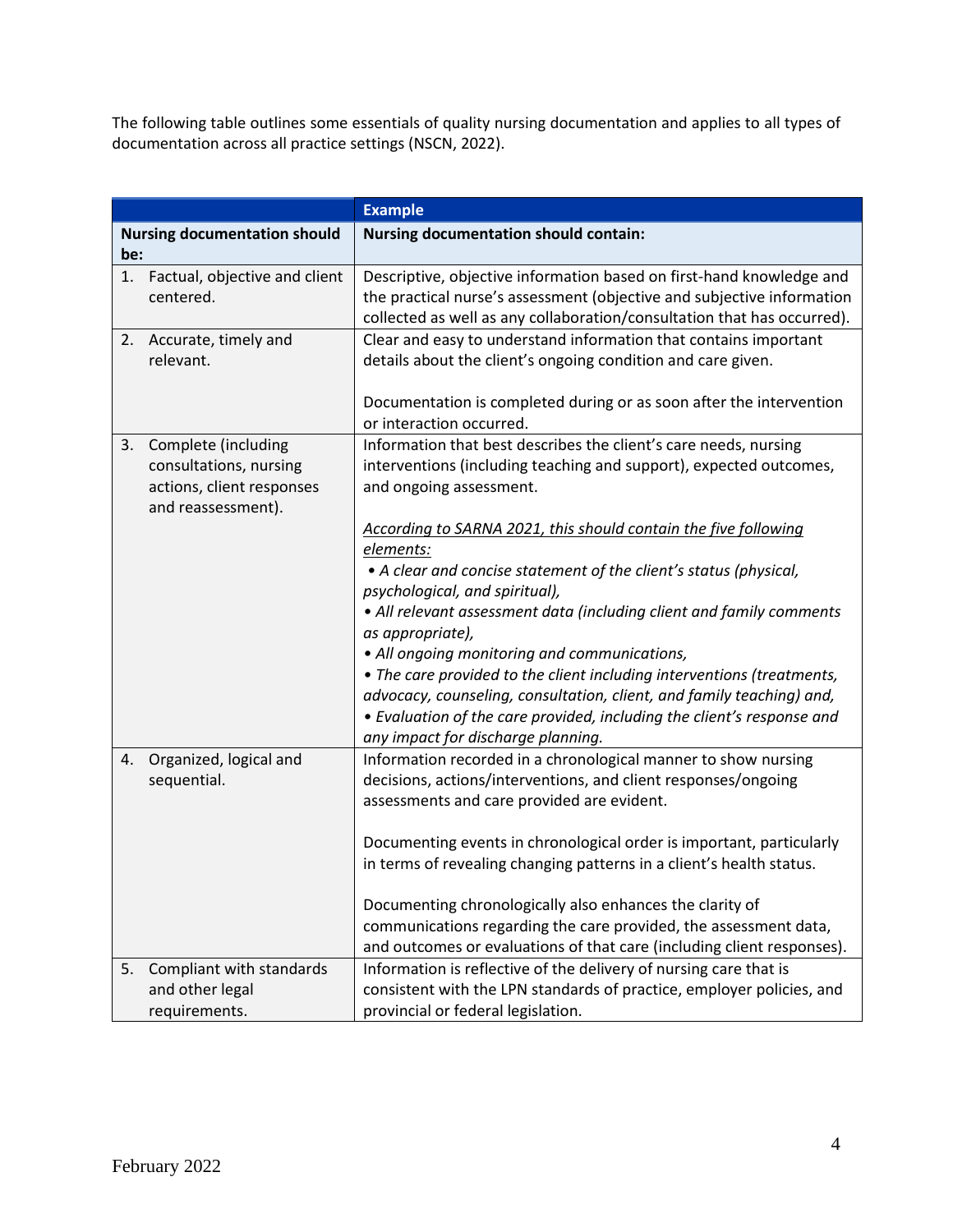The following table outlines some essentials of quality nursing documentation and applies to all types of documentation across all practice settings (NSCN, 2022).

| | **Example** |
|---|---|
| **Nursing documentation should be:** | **Nursing documentation should contain:** |
| 1. Factual, objective and client centered. | Descriptive, objective information based on first-hand knowledge and the practical nurse's assessment (objective and subjective information collected as well as any collaboration/consultation that has occurred). |
| 2. Accurate, timely and relevant. | Clear and easy to understand information that contains important details about the client's ongoing condition and care given.<br><br>Documentation is completed during or as soon after the intervention or interaction occurred. |
| 3. Complete (including consultations, nursing actions, client responses and reassessment). | Information that best describes the client's care needs, nursing interventions (including teaching and support), expected outcomes, and ongoing assessment.<br><br>*<u>According to SARNA 2021, this should contain the five following elements:</u>*<br>*• A clear and concise statement of the client's status (physical, psychological, and spiritual),*<br>*• All relevant assessment data (including client and family comments as appropriate),*<br>*• All ongoing monitoring and communications,*<br>*• The care provided to the client including interventions (treatments, advocacy, counseling, consultation, client, and family teaching) and,*<br>*• Evaluation of the care provided, including the client's response and any impact for discharge planning.* |
| 4. Organized, logical and sequential. | Information recorded in a chronological manner to show nursing decisions, actions/interventions, and client responses/ongoing assessments and care provided are evident.<br><br>Documenting events in chronological order is important, particularly in terms of revealing changing patterns in a client's health status.<br><br>Documenting chronologically also enhances the clarity of communications regarding the care provided, the assessment data, and outcomes or evaluations of that care (including client responses). |
| 5. Compliant with standards and other legal requirements. | Information is reflective of the delivery of nursing care that is consistent with the LPN standards of practice, employer policies, and provincial or federal legislation. |

February 2022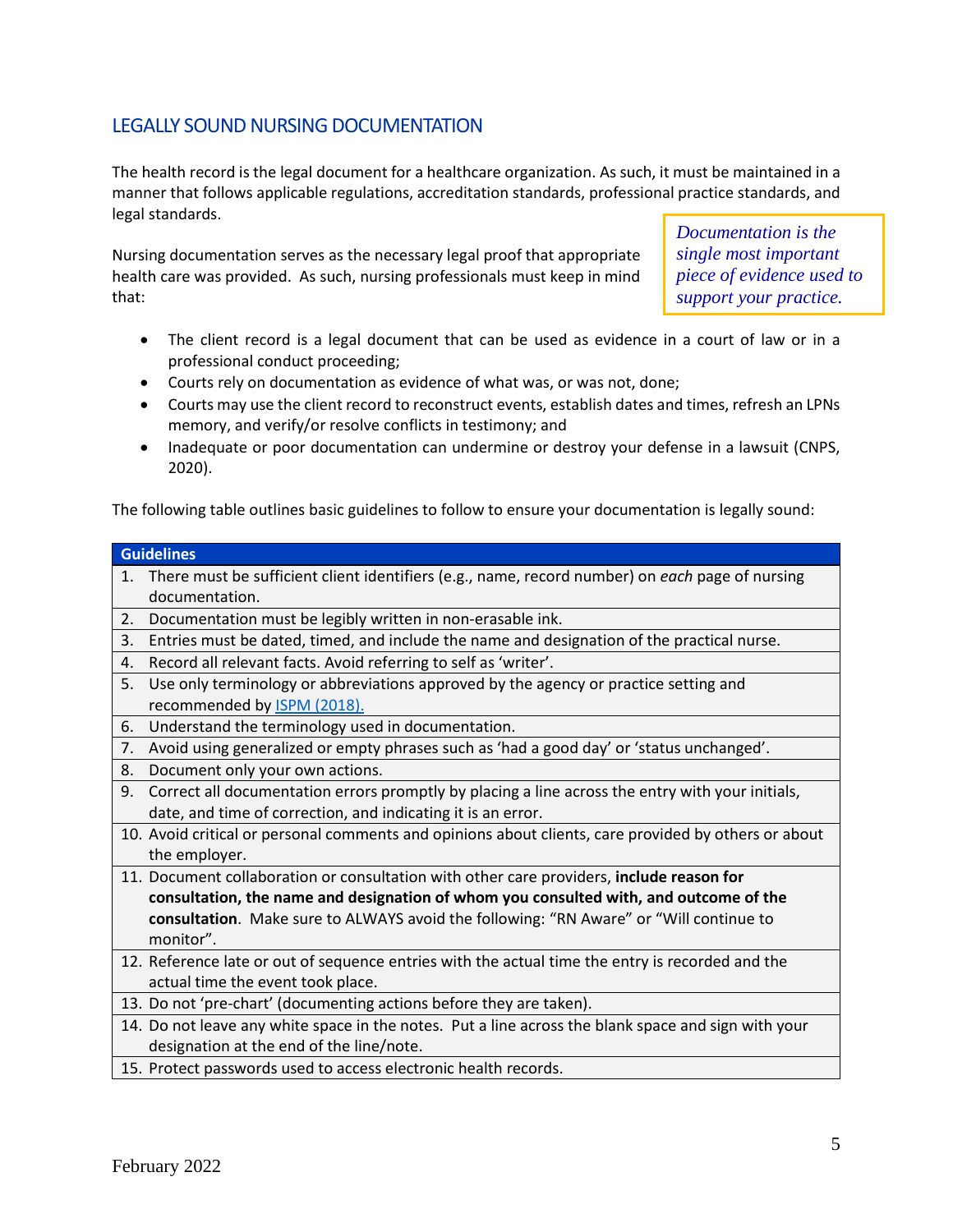## LEGALLY SOUND NURSING DOCUMENTATION

The health record is the legal document for a healthcare organization. As such, it must be maintained in a manner that follows applicable regulations, accreditation standards, professional practice standards, and legal standards.

*Documentation is the single most important piece of evidence used to support your practice.*

Nursing documentation serves as the necessary legal proof that appropriate health care was provided. As such, nursing professionals must keep in mind that:

- The client record is a legal document that can be used as evidence in a court of law or in a professional conduct proceeding;
- Courts rely on documentation as evidence of what was, or was not, done;
- Courts may use the client record to reconstruct events, establish dates and times, refresh an LPNs memory, and verify/or resolve conflicts in testimony; and
- Inadequate or poor documentation can undermine or destroy your defense in a lawsuit (CNPS, 2020).

The following table outlines basic guidelines to follow to ensure your documentation is legally sound:

| Guidelines |
|---|
| 1. There must be sufficient client identifiers (e.g., name, record number) on *each* page of nursing documentation. |
| 2. Documentation must be legibly written in non-erasable ink. |
| 3. Entries must be dated, timed, and include the name and designation of the practical nurse. |
| 4. Record all relevant facts. Avoid referring to self as 'writer'. |
| 5. Use only terminology or abbreviations approved by the agency or practice setting and recommended by ISPM (2018). |
| 6. Understand the terminology used in documentation. |
| 7. Avoid using generalized or empty phrases such as 'had a good day' or 'status unchanged'. |
| 8. Document only your own actions. |
| 9. Correct all documentation errors promptly by placing a line across the entry with your initials, date, and time of correction, and indicating it is an error. |
| 10. Avoid critical or personal comments and opinions about clients, care provided by others or about the employer. |
| 11. Document collaboration or consultation with other care providers, **include reason for consultation, the name and designation of whom you consulted with, and outcome of the consultation**. Make sure to ALWAYS avoid the following: "RN Aware" or "Will continue to monitor". |
| 12. Reference late or out of sequence entries with the actual time the entry is recorded and the actual time the event took place. |
| 13. Do not 'pre-chart' (documenting actions before they are taken). |
| 14. Do not leave any white space in the notes. Put a line across the blank space and sign with your designation at the end of the line/note. |
| 15. Protect passwords used to access electronic health records. |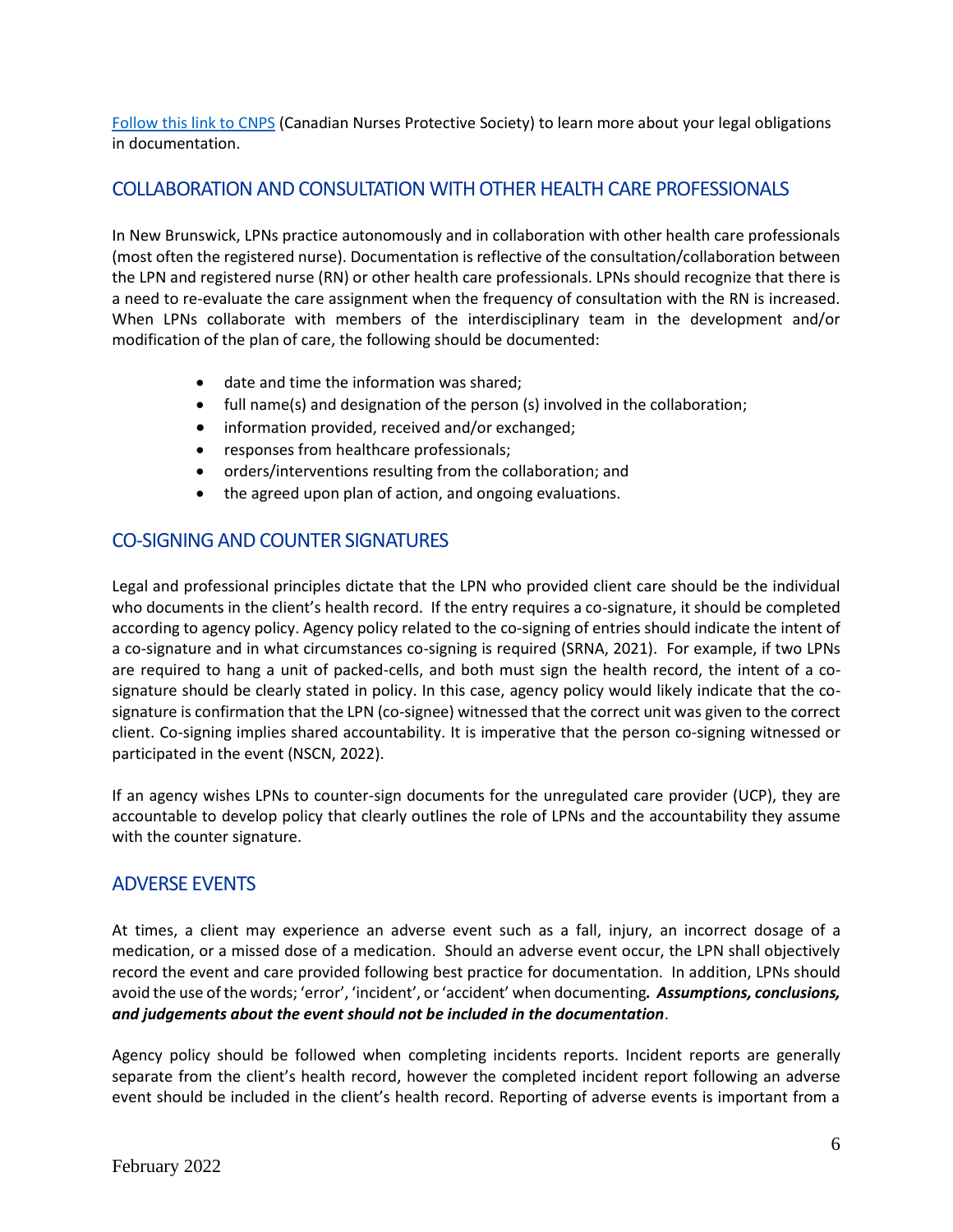[Follow this link to CNPS](#) (Canadian Nurses Protective Society) to learn more about your legal obligations in documentation.

## COLLABORATION AND CONSULTATION WITH OTHER HEALTH CARE PROFESSIONALS

In New Brunswick, LPNs practice autonomously and in collaboration with other health care professionals (most often the registered nurse). Documentation is reflective of the consultation/collaboration between the LPN and registered nurse (RN) or other health care professionals. LPNs should recognize that there is a need to re-evaluate the care assignment when the frequency of consultation with the RN is increased. When LPNs collaborate with members of the interdisciplinary team in the development and/or modification of the plan of care, the following should be documented:

- date and time the information was shared;
- full name(s) and designation of the person (s) involved in the collaboration;
- information provided, received and/or exchanged;
- responses from healthcare professionals;
- orders/interventions resulting from the collaboration; and
- the agreed upon plan of action, and ongoing evaluations.

## CO-SIGNING AND COUNTER SIGNATURES

Legal and professional principles dictate that the LPN who provided client care should be the individual who documents in the client's health record. If the entry requires a co-signature, it should be completed according to agency policy. Agency policy related to the co-signing of entries should indicate the intent of a co-signature and in what circumstances co-signing is required (SRNA, 2021). For example, if two LPNs are required to hang a unit of packed-cells, and both must sign the health record, the intent of a co-signature should be clearly stated in policy. In this case, agency policy would likely indicate that the co-signature is confirmation that the LPN (co-signee) witnessed that the correct unit was given to the correct client. Co-signing implies shared accountability. It is imperative that the person co-signing witnessed or participated in the event (NSCN, 2022).

If an agency wishes LPNs to counter-sign documents for the unregulated care provider (UCP), they are accountable to develop policy that clearly outlines the role of LPNs and the accountability they assume with the counter signature.

## ADVERSE EVENTS

At times, a client may experience an adverse event such as a fall, injury, an incorrect dosage of a medication, or a missed dose of a medication. Should an adverse event occur, the LPN shall objectively record the event and care provided following best practice for documentation. In addition, LPNs should avoid the use of the words; 'error', 'incident', or 'accident' when documenting***. Assumptions, conclusions, and judgements about the event should not be included in the documentation***.

Agency policy should be followed when completing incidents reports. Incident reports are generally separate from the client's health record, however the completed incident report following an adverse event should be included in the client's health record. Reporting of adverse events is important from a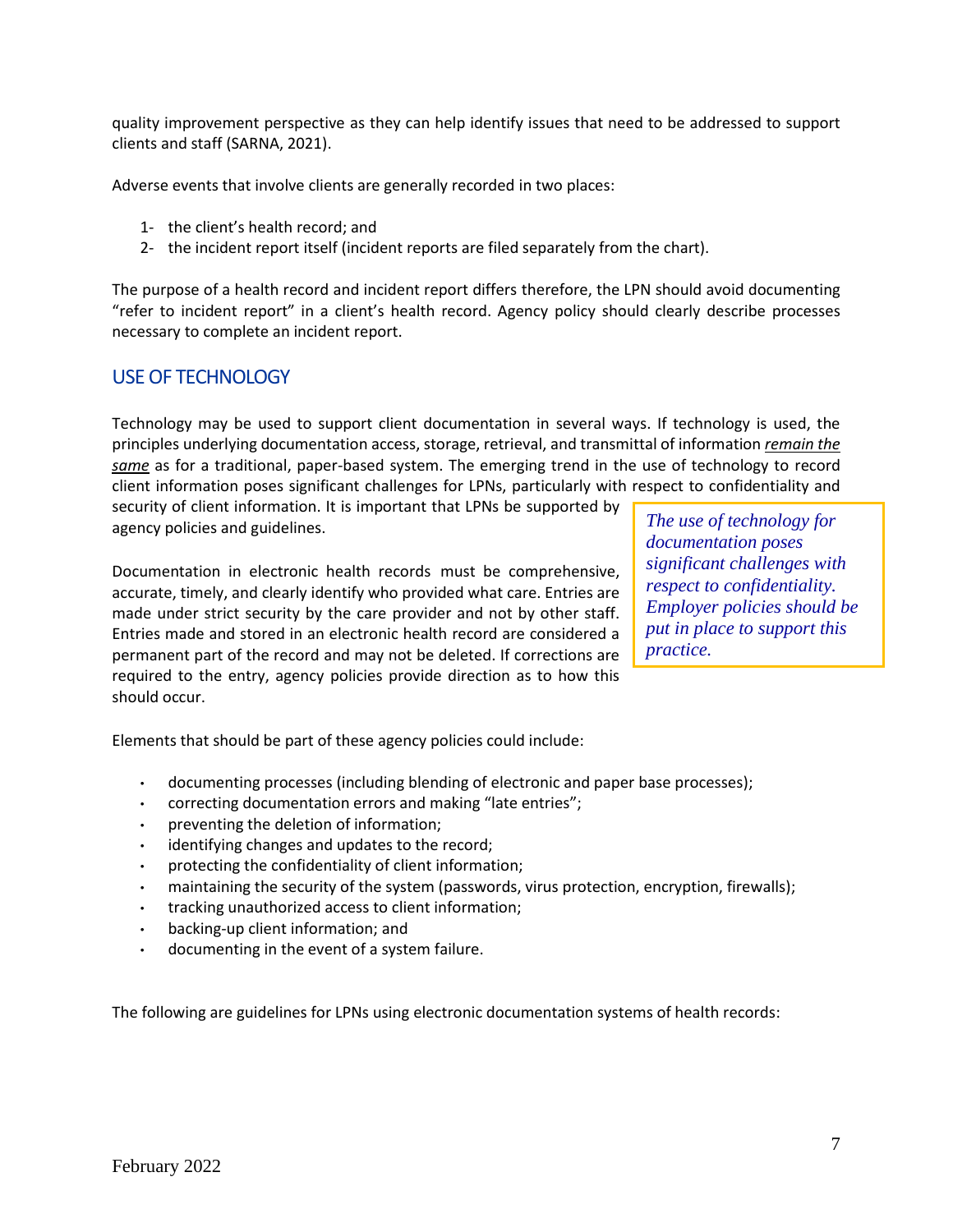quality improvement perspective as they can help identify issues that need to be addressed to support clients and staff (SARNA, 2021).

Adverse events that involve clients are generally recorded in two places:

1- the client's health record; and
2- the incident report itself (incident reports are filed separately from the chart).

The purpose of a health record and incident report differs therefore, the LPN should avoid documenting "refer to incident report" in a client's health record. Agency policy should clearly describe processes necessary to complete an incident report.

## USE OF TECHNOLOGY

Technology may be used to support client documentation in several ways. If technology is used, the principles underlying documentation access, storage, retrieval, and transmittal of information ***remain the same*** as for a traditional, paper-based system. The emerging trend in the use of technology to record client information poses significant challenges for LPNs, particularly with respect to confidentiality and security of client information. It is important that LPNs be supported by agency policies and guidelines.

> *The use of technology for documentation poses significant challenges with respect to confidentiality. Employer policies should be put in place to support this practice.*

Documentation in electronic health records must be comprehensive, accurate, timely, and clearly identify who provided what care. Entries are made under strict security by the care provider and not by other staff. Entries made and stored in an electronic health record are considered a permanent part of the record and may not be deleted. If corrections are required to the entry, agency policies provide direction as to how this should occur.

Elements that should be part of these agency policies could include:

- documenting processes (including blending of electronic and paper base processes);
- correcting documentation errors and making "late entries";
- preventing the deletion of information;
- identifying changes and updates to the record;
- protecting the confidentiality of client information;
- maintaining the security of the system (passwords, virus protection, encryption, firewalls);
- tracking unauthorized access to client information;
- backing-up client information; and
- documenting in the event of a system failure.

The following are guidelines for LPNs using electronic documentation systems of health records: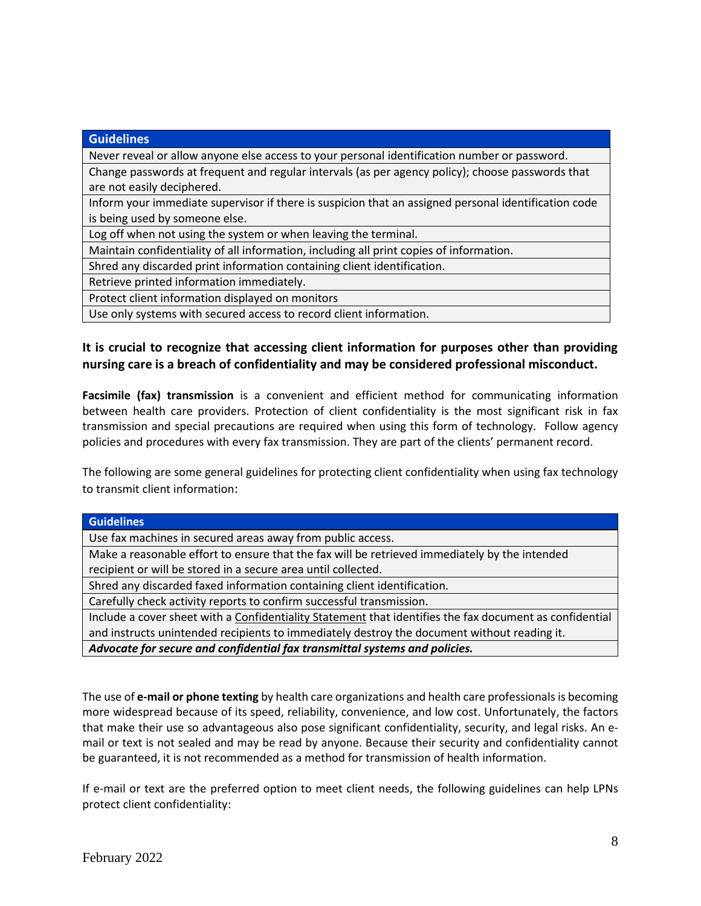| Guidelines |
| --- |
| Never reveal or allow anyone else access to your personal identification number or password. |
| Change passwords at frequent and regular intervals (as per agency policy); choose passwords that are not easily deciphered. |
| Inform your immediate supervisor if there is suspicion that an assigned personal identification code is being used by someone else. |
| Log off when not using the system or when leaving the terminal. |
| Maintain confidentiality of all information, including all print copies of information. |
| Shred any discarded print information containing client identification. |
| Retrieve printed information immediately. |
| Protect client information displayed on monitors |
| Use only systems with secured access to record client information. |

**It is crucial to recognize that accessing client information for purposes other than providing nursing care is a breach of confidentiality and may be considered professional misconduct.**

**Facsimile (fax) transmission** is a convenient and efficient method for communicating information between health care providers. Protection of client confidentiality is the most significant risk in fax transmission and special precautions are required when using this form of technology. Follow agency policies and procedures with every fax transmission. They are part of the clients' permanent record.

The following are some general guidelines for protecting client confidentiality when using fax technology to transmit client information:

| Guidelines |
| --- |
| Use fax machines in secured areas away from public access. |
| Make a reasonable effort to ensure that the fax will be retrieved immediately by the intended recipient or will be stored in a secure area until collected. |
| Shred any discarded faxed information containing client identification. |
| Carefully check activity reports to confirm successful transmission. |
| Include a cover sheet with a Confidentiality Statement that identifies the fax document as confidential and instructs unintended recipients to immediately destroy the document without reading it. |
| ***Advocate for secure and confidential fax transmittal systems and policies.*** |

The use of **e-mail or phone texting** by health care organizations and health care professionals is becoming more widespread because of its speed, reliability, convenience, and low cost. Unfortunately, the factors that make their use so advantageous also pose significant confidentiality, security, and legal risks. An e-mail or text is not sealed and may be read by anyone. Because their security and confidentiality cannot be guaranteed, it is not recommended as a method for transmission of health information.

If e-mail or text are the preferred option to meet client needs, the following guidelines can help LPNs protect client confidentiality: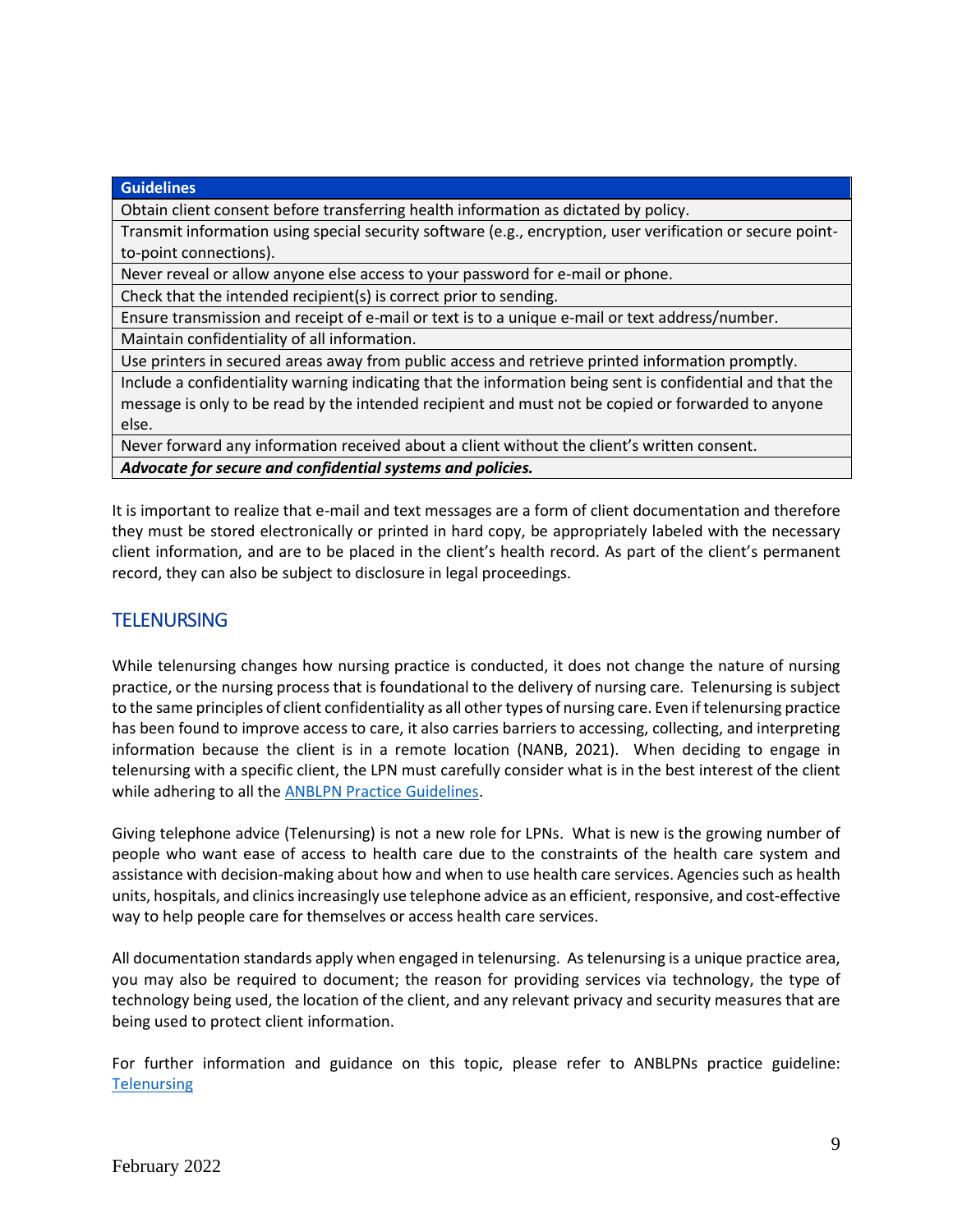| Guidelines |
| --- |
| Obtain client consent before transferring health information as dictated by policy. |
| Transmit information using special security software (e.g., encryption, user verification or secure point-to-point connections). |
| Never reveal or allow anyone else access to your password for e-mail or phone. |
| Check that the intended recipient(s) is correct prior to sending. |
| Ensure transmission and receipt of e-mail or text is to a unique e-mail or text address/number. |
| Maintain confidentiality of all information. |
| Use printers in secured areas away from public access and retrieve printed information promptly. |
| Include a confidentiality warning indicating that the information being sent is confidential and that the message is only to be read by the intended recipient and must not be copied or forwarded to anyone else. |
| Never forward any information received about a client without the client's written consent. |
| ***Advocate for secure and confidential systems and policies.*** |

It is important to realize that e-mail and text messages are a form of client documentation and therefore they must be stored electronically or printed in hard copy, be appropriately labeled with the necessary client information, and are to be placed in the client's health record. As part of the client's permanent record, they can also be subject to disclosure in legal proceedings.

## TELENURSING

While telenursing changes how nursing practice is conducted, it does not change the nature of nursing practice, or the nursing process that is foundational to the delivery of nursing care. Telenursing is subject to the same principles of client confidentiality as all other types of nursing care. Even if telenursing practice has been found to improve access to care, it also carries barriers to accessing, collecting, and interpreting information because the client is in a remote location (NANB, 2021). When deciding to engage in telenursing with a specific client, the LPN must carefully consider what is in the best interest of the client while adhering to all the ANBLPN Practice Guidelines.

Giving telephone advice (Telenursing) is not a new role for LPNs. What is new is the growing number of people who want ease of access to health care due to the constraints of the health care system and assistance with decision-making about how and when to use health care services. Agencies such as health units, hospitals, and clinics increasingly use telephone advice as an efficient, responsive, and cost-effective way to help people care for themselves or access health care services.

All documentation standards apply when engaged in telenursing. As telenursing is a unique practice area, you may also be required to document; the reason for providing services via technology, the type of technology being used, the location of the client, and any relevant privacy and security measures that are being used to protect client information.

For further information and guidance on this topic, please refer to ANBLPNs practice guideline: Telenursing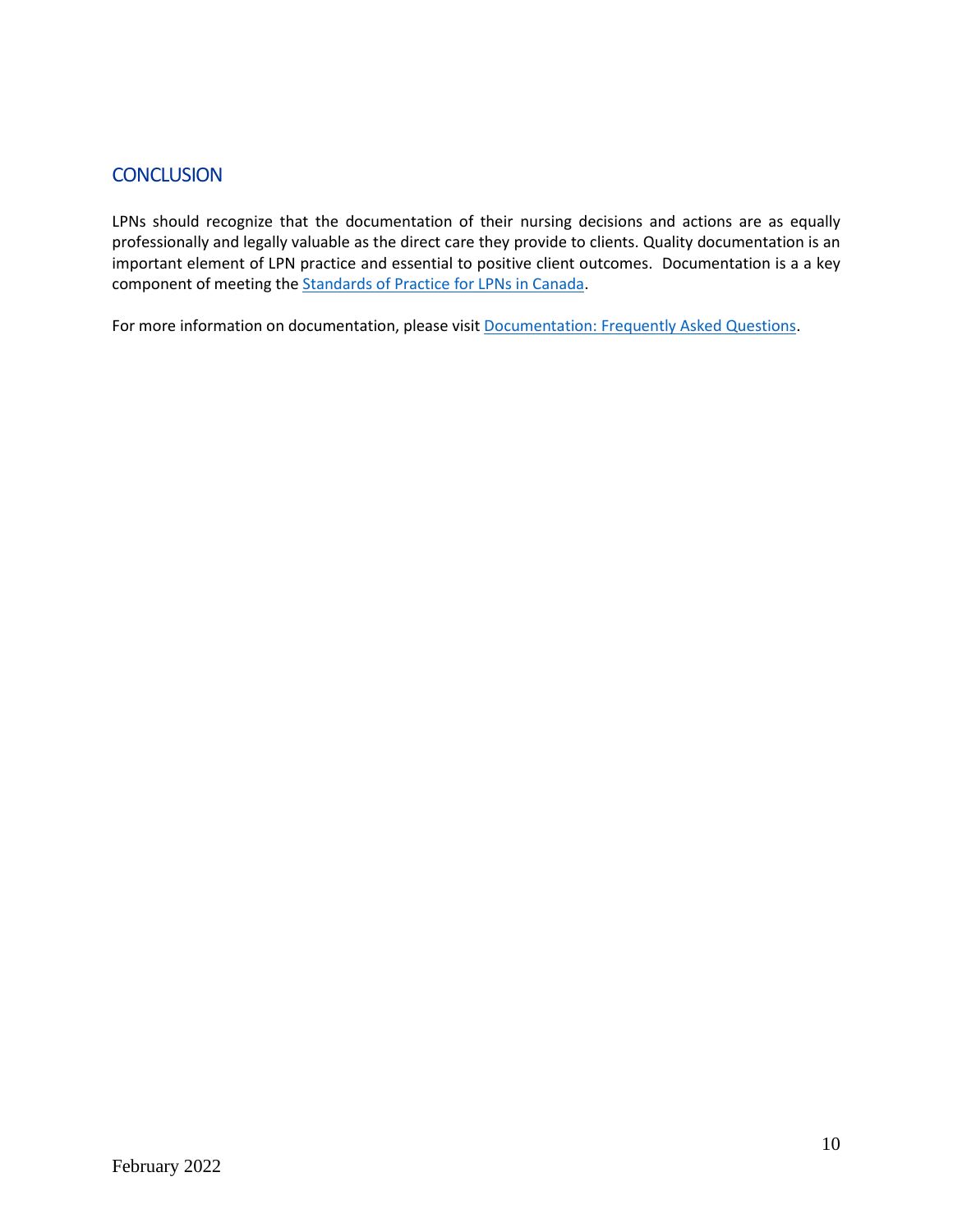## CONCLUSION

LPNs should recognize that the documentation of their nursing decisions and actions are as equally professionally and legally valuable as the direct care they provide to clients. Quality documentation is an important element of LPN practice and essential to positive client outcomes. Documentation is a a key component of meeting the [Standards of Practice for LPNs in Canada](#).

For more information on documentation, please visit [Documentation: Frequently Asked Questions](#).

February 2022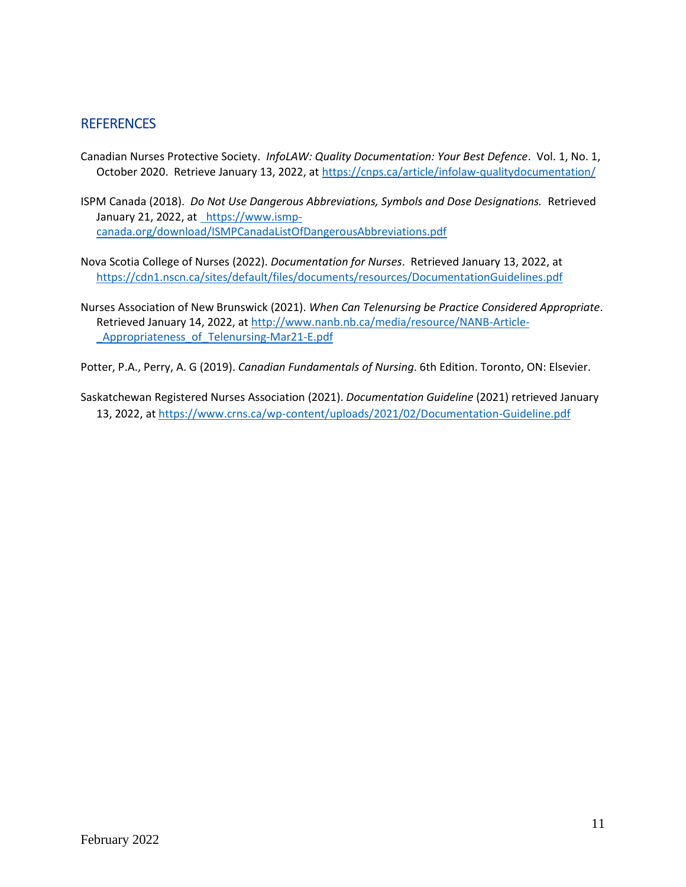## REFERENCES

Canadian Nurses Protective Society. *InfoLAW: Quality Documentation: Your Best Defence*. Vol. 1, No. 1, October 2020. Retrieve January 13, 2022, at https://cnps.ca/article/infolaw-qualitydocumentation/

ISPM Canada (2018). *Do Not Use Dangerous Abbreviations, Symbols and Dose Designations.* Retrieved January 21, 2022, at https://www.ismp-canada.org/download/ISMPCanadaListOfDangerousAbbreviations.pdf

Nova Scotia College of Nurses (2022). *Documentation for Nurses*. Retrieved January 13, 2022, at https://cdn1.nscn.ca/sites/default/files/documents/resources/DocumentationGuidelines.pdf

Nurses Association of New Brunswick (2021). *When Can Telenursing be Practice Considered Appropriate*. Retrieved January 14, 2022, at http://www.nanb.nb.ca/media/resource/NANB-Article-_Appropriateness_of_Telenursing-Mar21-E.pdf

Potter, P.A., Perry, A. G (2019). *Canadian Fundamentals of Nursing*. 6th Edition. Toronto, ON: Elsevier.

Saskatchewan Registered Nurses Association (2021). *Documentation Guideline* (2021) retrieved January 13, 2022, at https://www.crns.ca/wp-content/uploads/2021/02/Documentation-Guideline.pdf

February 2022